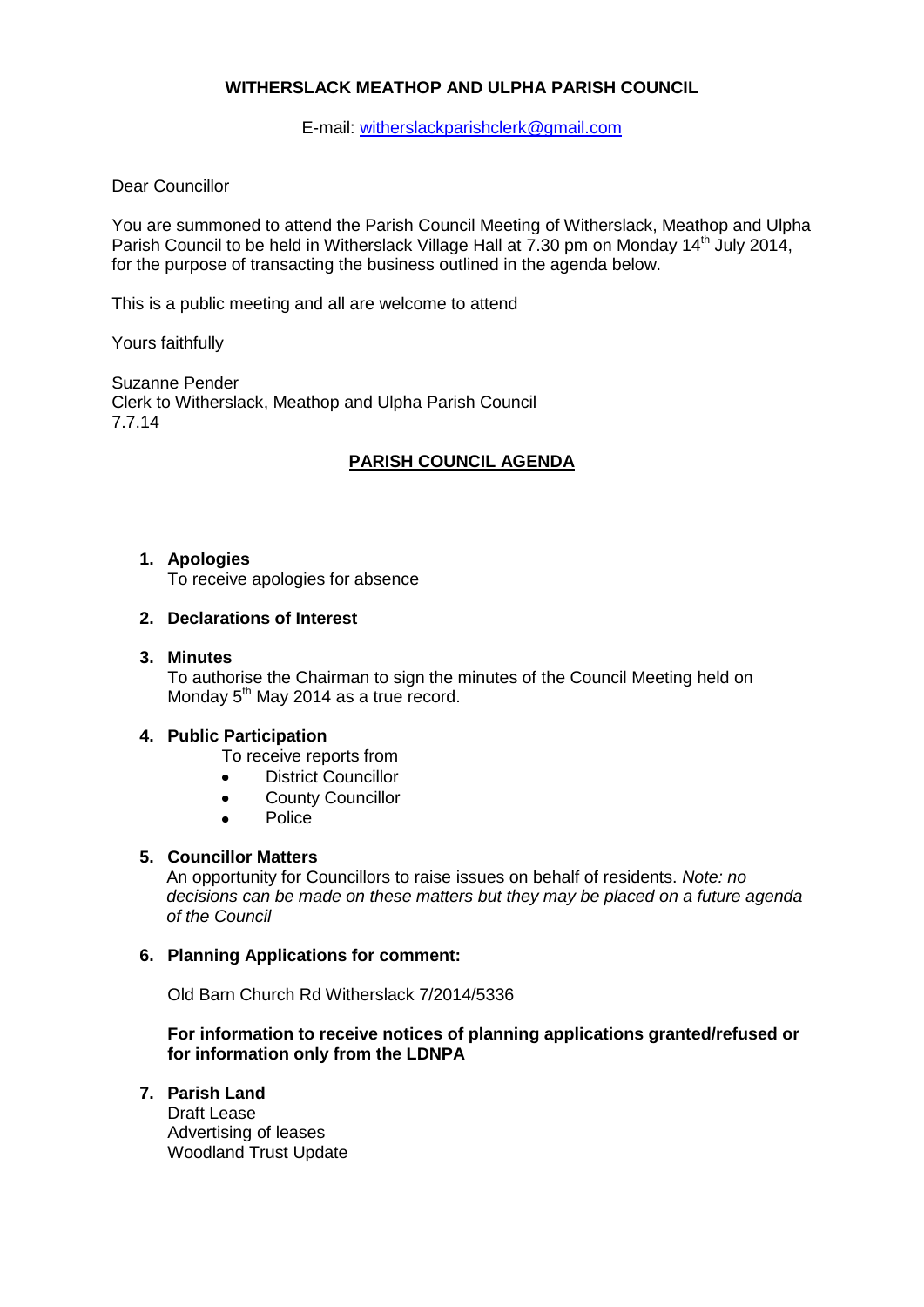**WITHERSLACK MEATHOP AND ULPHA PARISH COUNCIL**

E-mail: [witherslackparishclerk@gmail.com](mailto:witherslackparishclerk@gmail.com)

Dear Councillor

You are summoned to attend the Parish Council Meeting of Witherslack, Meathop and Ulpha Parish Council to be held in Witherslack Village Hall at 7.30 pm on Monday 14th July 2014, for the purpose of transacting the business outlined in the agenda below.

This is a public meeting and all are welcome to attend

Yours faithfully

Suzanne Pender
Clerk to Witherslack, Meathop and Ulpha Parish Council
7.7.14

## PARISH COUNCIL AGENDA

1. **Apologies**
   To receive apologies for absence

2. **Declarations of Interest**

3. **Minutes**
   To authorise the Chairman to sign the minutes of the Council Meeting held on Monday 5th May 2014 as a true record.

4. **Public Participation**
   To receive reports from
   - District Councillor
   - County Councillor
   - Police

5. **Councillor Matters**
   An opportunity for Councillors to raise issues on behalf of residents. *Note: no decisions can be made on these matters but they may be placed on a future agenda of the Council*

6. **Planning Applications for comment:**

   Old Barn Church Rd Witherslack 7/2014/5336

   **For information to receive notices of planning applications granted/refused or for information only from the LDNPA**

7. **Parish Land**
   Draft Lease
   Advertising of leases
   Woodland Trust Update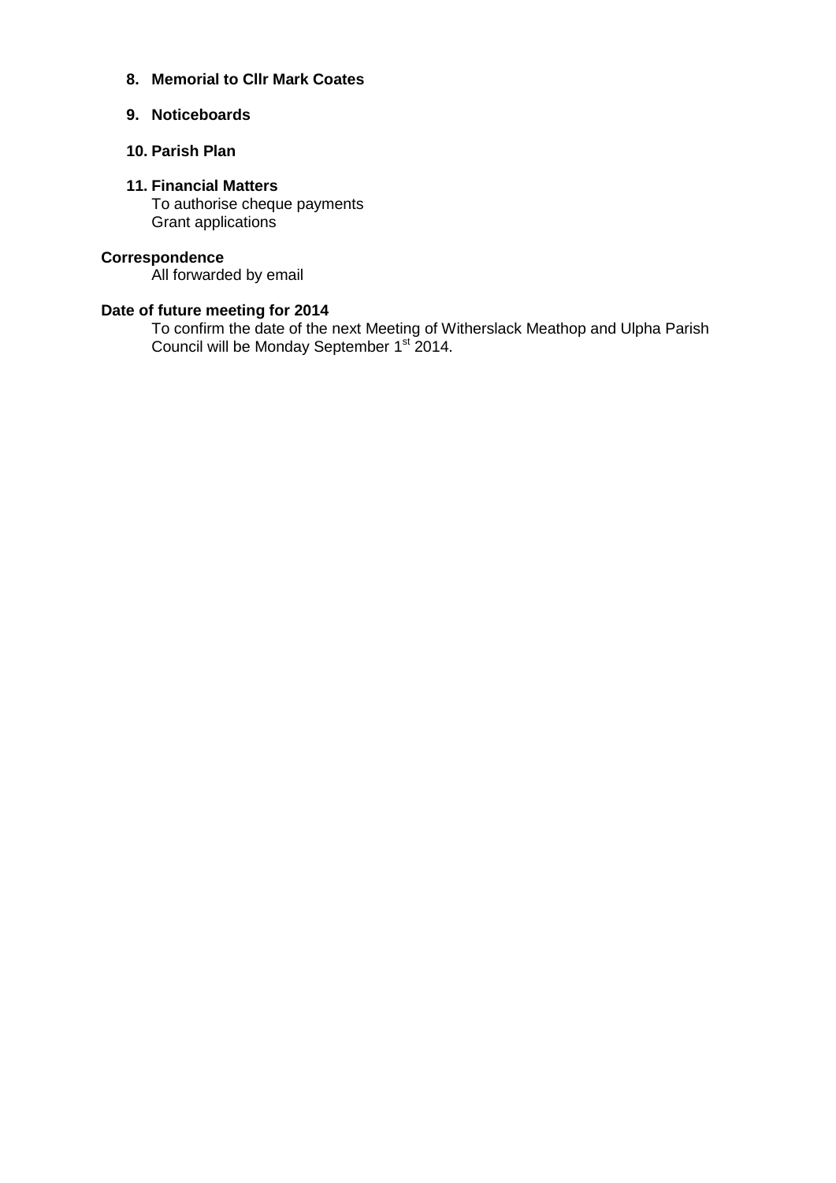8. **Memorial to Cllr Mark Coates**

9. **Noticeboards**

10. **Parish Plan**

11. **Financial Matters**
    To authorise cheque payments
    Grant applications

**Correspondence**
All forwarded by email

**Date of future meeting for 2014**
To confirm the date of the next Meeting of Witherslack Meathop and Ulpha Parish Council will be Monday September 1st 2014.